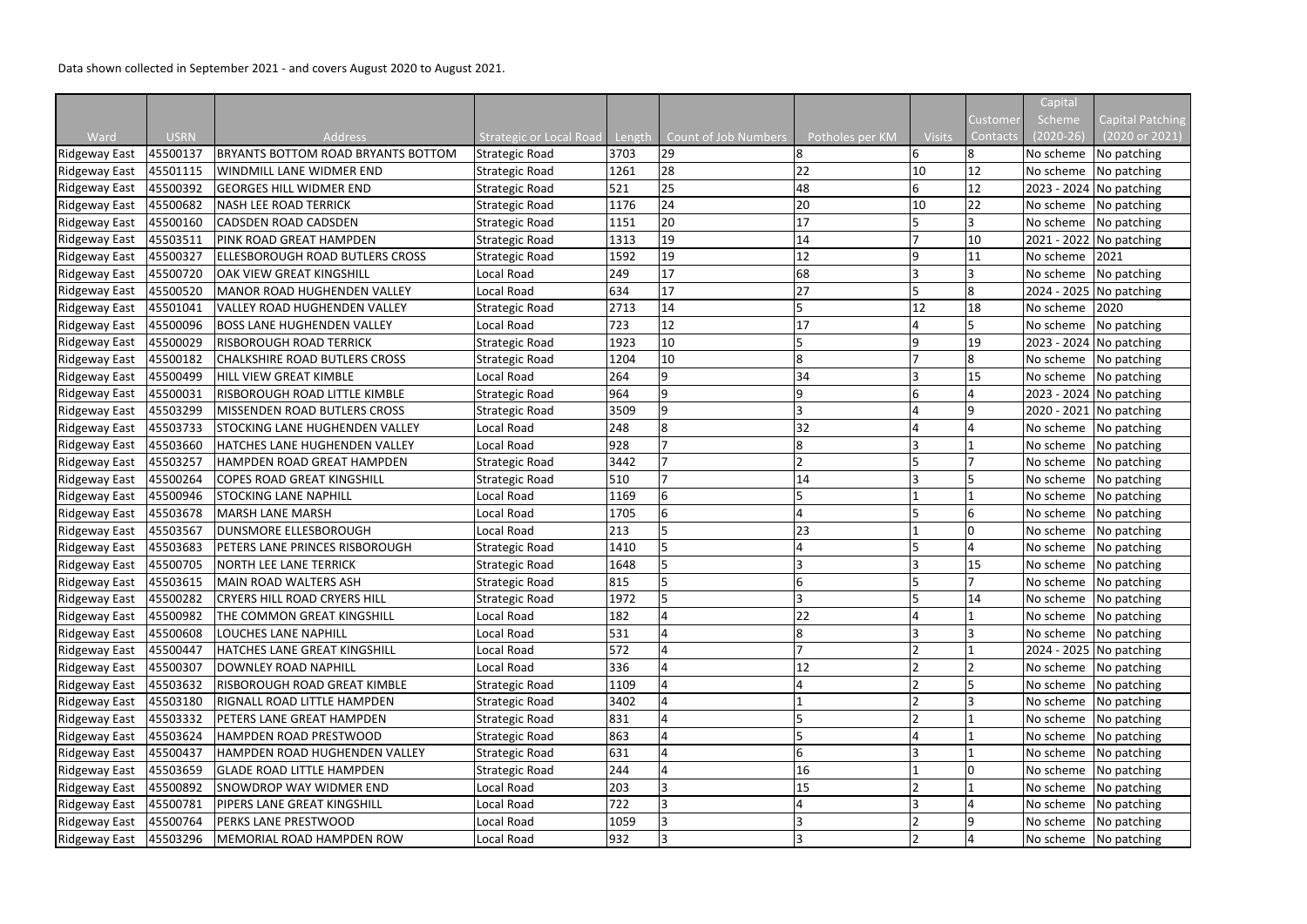Data shown collected in September 2021 - and covers August 2020 to August 2021.

| Ward | USRN | Address | Strategic or Local Road | Length | Count of Job Numbers | Potholes per KM | Visits | Customer Contacts | Capital Scheme (2020-26) | Capital Patching (2020 or 2021) |
|---|---|---|---|---|---|---|---|---|---|---|
| Ridgeway East | 45500137 | BRYANTS BOTTOM ROAD BRYANTS BOTTOM | Strategic Road | 3703 | 29 | 8 | 6 | 8 | No scheme | No patching |
| Ridgeway East | 45501115 | WINDMILL LANE WIDMER END | Strategic Road | 1261 | 28 | 22 | 10 | 12 | No scheme | No patching |
| Ridgeway East | 45500392 | GEORGES HILL WIDMER END | Strategic Road | 521 | 25 | 48 | 6 | 12 | 2023 - 2024 | No patching |
| Ridgeway East | 45500682 | NASH LEE ROAD TERRICK | Strategic Road | 1176 | 24 | 20 | 10 | 22 | No scheme | No patching |
| Ridgeway East | 45500160 | CADSDEN ROAD CADSDEN | Strategic Road | 1151 | 20 | 17 | 5 | 3 | No scheme | No patching |
| Ridgeway East | 45503511 | PINK ROAD GREAT HAMPDEN | Strategic Road | 1313 | 19 | 14 | 7 | 10 | 2021 - 2022 | No patching |
| Ridgeway East | 45500327 | ELLESBOROUGH ROAD BUTLERS CROSS | Strategic Road | 1592 | 19 | 12 | 9 | 11 | No scheme | 2021 |
| Ridgeway East | 45500720 | OAK VIEW GREAT KINGSHILL | Local Road | 249 | 17 | 68 | 3 | 3 | No scheme | No patching |
| Ridgeway East | 45500520 | MANOR ROAD HUGHENDEN VALLEY | Local Road | 634 | 17 | 27 | 5 | 8 | 2024 - 2025 | No patching |
| Ridgeway East | 45501041 | VALLEY ROAD HUGHENDEN VALLEY | Strategic Road | 2713 | 14 | 5 | 12 | 18 | No scheme | 2020 |
| Ridgeway East | 45500096 | BOSS LANE HUGHENDEN VALLEY | Local Road | 723 | 12 | 17 | 4 | 5 | No scheme | No patching |
| Ridgeway East | 45500029 | RISBOROUGH ROAD TERRICK | Strategic Road | 1923 | 10 | 5 | 9 | 19 | 2023 - 2024 | No patching |
| Ridgeway East | 45500182 | CHALKSHIRE ROAD BUTLERS CROSS | Strategic Road | 1204 | 10 | 8 | 7 | 8 | No scheme | No patching |
| Ridgeway East | 45500499 | HILL VIEW GREAT KIMBLE | Local Road | 264 | 9 | 34 | 3 | 15 | No scheme | No patching |
| Ridgeway East | 45500031 | RISBOROUGH ROAD LITTLE KIMBLE | Strategic Road | 964 | 9 | 9 | 6 | 4 | 2023 - 2024 | No patching |
| Ridgeway East | 45503299 | MISSENDEN ROAD BUTLERS CROSS | Strategic Road | 3509 | 9 | 3 | 4 | 9 | 2020 - 2021 | No patching |
| Ridgeway East | 45503733 | STOCKING LANE HUGHENDEN VALLEY | Local Road | 248 | 8 | 32 | 4 | 4 | No scheme | No patching |
| Ridgeway East | 45503660 | HATCHES LANE HUGHENDEN VALLEY | Local Road | 928 | 7 | 8 | 3 | 1 | No scheme | No patching |
| Ridgeway East | 45503257 | HAMPDEN ROAD GREAT HAMPDEN | Strategic Road | 3442 | 7 | 2 | 5 | 7 | No scheme | No patching |
| Ridgeway East | 45500264 | COPES ROAD GREAT KINGSHILL | Strategic Road | 510 | 7 | 14 | 3 | 5 | No scheme | No patching |
| Ridgeway East | 45500946 | STOCKING LANE NAPHILL | Local Road | 1169 | 6 | 5 | 1 | 1 | No scheme | No patching |
| Ridgeway East | 45503678 | MARSH LANE MARSH | Local Road | 1705 | 6 | 4 | 5 | 6 | No scheme | No patching |
| Ridgeway East | 45503567 | DUNSMORE ELLESBOROUGH | Local Road | 213 | 5 | 23 | 1 | 0 | No scheme | No patching |
| Ridgeway East | 45503683 | PETERS LANE PRINCES RISBOROUGH | Strategic Road | 1410 | 5 | 4 | 5 | 4 | No scheme | No patching |
| Ridgeway East | 45500705 | NORTH LEE LANE TERRICK | Strategic Road | 1648 | 5 | 3 | 3 | 15 | No scheme | No patching |
| Ridgeway East | 45503615 | MAIN ROAD WALTERS ASH | Strategic Road | 815 | 5 | 6 | 5 | 7 | No scheme | No patching |
| Ridgeway East | 45500282 | CRYERS HILL ROAD CRYERS HILL | Strategic Road | 1972 | 5 | 3 | 5 | 14 | No scheme | No patching |
| Ridgeway East | 45500982 | THE COMMON GREAT KINGSHILL | Local Road | 182 | 4 | 22 | 4 | 1 | No scheme | No patching |
| Ridgeway East | 45500608 | LOUCHES LANE NAPHILL | Local Road | 531 | 4 | 8 | 3 | 3 | No scheme | No patching |
| Ridgeway East | 45500447 | HATCHES LANE GREAT KINGSHILL | Local Road | 572 | 4 | 7 | 2 | 1 | 2024 - 2025 | No patching |
| Ridgeway East | 45500307 | DOWNLEY ROAD NAPHILL | Local Road | 336 | 4 | 12 | 2 | 2 | No scheme | No patching |
| Ridgeway East | 45503632 | RISBOROUGH ROAD GREAT KIMBLE | Strategic Road | 1109 | 4 | 4 | 2 | 5 | No scheme | No patching |
| Ridgeway East | 45503180 | RIGNALL ROAD LITTLE HAMPDEN | Strategic Road | 3402 | 4 | 1 | 2 | 3 | No scheme | No patching |
| Ridgeway East | 45503332 | PETERS LANE GREAT HAMPDEN | Strategic Road | 831 | 4 | 5 | 2 | 1 | No scheme | No patching |
| Ridgeway East | 45503624 | HAMPDEN ROAD PRESTWOOD | Strategic Road | 863 | 4 | 5 | 4 | 1 | No scheme | No patching |
| Ridgeway East | 45500437 | HAMPDEN ROAD HUGHENDEN VALLEY | Strategic Road | 631 | 4 | 6 | 3 | 1 | No scheme | No patching |
| Ridgeway East | 45503659 | GLADE ROAD LITTLE HAMPDEN | Strategic Road | 244 | 4 | 16 | 1 | 0 | No scheme | No patching |
| Ridgeway East | 45500892 | SNOWDROP WAY WIDMER END | Local Road | 203 | 3 | 15 | 2 | 1 | No scheme | No patching |
| Ridgeway East | 45500781 | PIPERS LANE GREAT KINGSHILL | Local Road | 722 | 3 | 4 | 3 | 4 | No scheme | No patching |
| Ridgeway East | 45500764 | PERKS LANE PRESTWOOD | Local Road | 1059 | 3 | 3 | 2 | 9 | No scheme | No patching |
| Ridgeway East | 45503296 | MEMORIAL ROAD HAMPDEN ROW | Local Road | 932 | 3 | 3 | 2 | 4 | No scheme | No patching |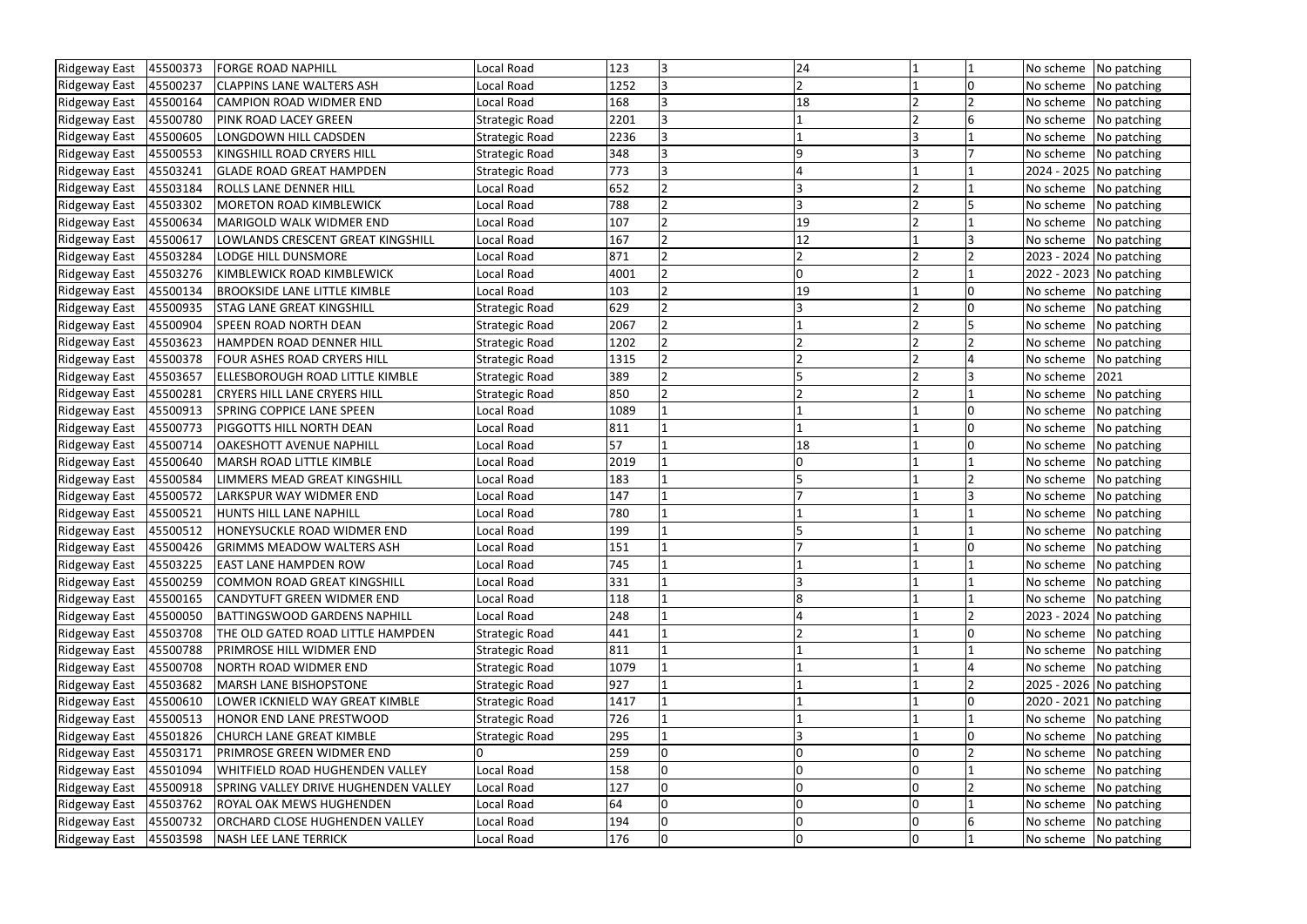| | | | | | | | | | | |
|---|---|---|---|---|---|---|---|---|---|---|
| Ridgeway East | 45500373 | FORGE ROAD NAPHILL | Local Road | 123 | 3 | 24 | 1 | 1 | No scheme | No patching |
| Ridgeway East | 45500237 | CLAPPINS LANE WALTERS ASH | Local Road | 1252 | 3 | 2 | 1 | 0 | No scheme | No patching |
| Ridgeway East | 45500164 | CAMPION ROAD WIDMER END | Local Road | 168 | 3 | 18 | 2 | 2 | No scheme | No patching |
| Ridgeway East | 45500780 | PINK ROAD LACEY GREEN | Strategic Road | 2201 | 3 | 1 | 2 | 6 | No scheme | No patching |
| Ridgeway East | 45500605 | LONGDOWN HILL CADSDEN | Strategic Road | 2236 | 3 | 1 | 3 | 1 | No scheme | No patching |
| Ridgeway East | 45500553 | KINGSHILL ROAD CRYERS HILL | Strategic Road | 348 | 3 | 9 | 3 | 7 | No scheme | No patching |
| Ridgeway East | 45503241 | GLADE ROAD GREAT HAMPDEN | Strategic Road | 773 | 3 | 4 | 1 | 1 | 2024 - 2025 | No patching |
| Ridgeway East | 45503184 | ROLLS LANE DENNER HILL | Local Road | 652 | 2 | 3 | 2 | 1 | No scheme | No patching |
| Ridgeway East | 45503302 | MORETON ROAD KIMBLEWICK | Local Road | 788 | 2 | 3 | 2 | 5 | No scheme | No patching |
| Ridgeway East | 45500634 | MARIGOLD WALK WIDMER END | Local Road | 107 | 2 | 19 | 2 | 1 | No scheme | No patching |
| Ridgeway East | 45500617 | LOWLANDS CRESCENT GREAT KINGSHILL | Local Road | 167 | 2 | 12 | 1 | 3 | No scheme | No patching |
| Ridgeway East | 45503284 | LODGE HILL DUNSMORE | Local Road | 871 | 2 | 2 | 2 | 2 | 2023 - 2024 | No patching |
| Ridgeway East | 45503276 | KIMBLEWICK ROAD KIMBLEWICK | Local Road | 4001 | 2 | 0 | 2 | 1 | 2022 - 2023 | No patching |
| Ridgeway East | 45500134 | BROOKSIDE LANE LITTLE KIMBLE | Local Road | 103 | 2 | 19 | 1 | 0 | No scheme | No patching |
| Ridgeway East | 45500935 | STAG LANE GREAT KINGSHILL | Strategic Road | 629 | 2 | 3 | 2 | 0 | No scheme | No patching |
| Ridgeway East | 45500904 | SPEEN ROAD NORTH DEAN | Strategic Road | 2067 | 2 | 1 | 2 | 5 | No scheme | No patching |
| Ridgeway East | 45503623 | HAMPDEN ROAD DENNER HILL | Strategic Road | 1202 | 2 | 2 | 2 | 2 | No scheme | No patching |
| Ridgeway East | 45500378 | FOUR ASHES ROAD CRYERS HILL | Strategic Road | 1315 | 2 | 2 | 2 | 4 | No scheme | No patching |
| Ridgeway East | 45503657 | ELLESBOROUGH ROAD LITTLE KIMBLE | Strategic Road | 389 | 2 | 5 | 2 | 3 | No scheme | 2021 |
| Ridgeway East | 45500281 | CRYERS HILL LANE CRYERS HILL | Strategic Road | 850 | 2 | 2 | 2 | 1 | No scheme | No patching |
| Ridgeway East | 45500913 | SPRING COPPICE LANE SPEEN | Local Road | 1089 | 1 | 1 | 1 | 0 | No scheme | No patching |
| Ridgeway East | 45500773 | PIGGOTTS HILL NORTH DEAN | Local Road | 811 | 1 | 1 | 1 | 0 | No scheme | No patching |
| Ridgeway East | 45500714 | OAKESHOTT AVENUE NAPHILL | Local Road | 57 | 1 | 18 | 1 | 0 | No scheme | No patching |
| Ridgeway East | 45500640 | MARSH ROAD LITTLE KIMBLE | Local Road | 2019 | 1 | 0 | 1 | 1 | No scheme | No patching |
| Ridgeway East | 45500584 | LIMMERS MEAD GREAT KINGSHILL | Local Road | 183 | 1 | 5 | 1 | 2 | No scheme | No patching |
| Ridgeway East | 45500572 | LARKSPUR WAY WIDMER END | Local Road | 147 | 1 | 7 | 1 | 3 | No scheme | No patching |
| Ridgeway East | 45500521 | HUNTS HILL LANE NAPHILL | Local Road | 780 | 1 | 1 | 1 | 1 | No scheme | No patching |
| Ridgeway East | 45500512 | HONEYSUCKLE ROAD WIDMER END | Local Road | 199 | 1 | 5 | 1 | 1 | No scheme | No patching |
| Ridgeway East | 45500426 | GRIMMS MEADOW WALTERS ASH | Local Road | 151 | 1 | 7 | 1 | 0 | No scheme | No patching |
| Ridgeway East | 45503225 | EAST LANE HAMPDEN ROW | Local Road | 745 | 1 | 1 | 1 | 1 | No scheme | No patching |
| Ridgeway East | 45500259 | COMMON ROAD GREAT KINGSHILL | Local Road | 331 | 1 | 3 | 1 | 1 | No scheme | No patching |
| Ridgeway East | 45500165 | CANDYTUFT GREEN WIDMER END | Local Road | 118 | 1 | 8 | 1 | 1 | No scheme | No patching |
| Ridgeway East | 45500050 | BATTINGSWOOD GARDENS NAPHILL | Local Road | 248 | 1 | 4 | 1 | 2 | 2023 - 2024 | No patching |
| Ridgeway East | 45503708 | THE OLD GATED ROAD LITTLE HAMPDEN | Strategic Road | 441 | 1 | 2 | 1 | 0 | No scheme | No patching |
| Ridgeway East | 45500788 | PRIMROSE HILL WIDMER END | Strategic Road | 811 | 1 | 1 | 1 | 1 | No scheme | No patching |
| Ridgeway East | 45500708 | NORTH ROAD WIDMER END | Strategic Road | 1079 | 1 | 1 | 1 | 4 | No scheme | No patching |
| Ridgeway East | 45503682 | MARSH LANE BISHOPSTONE | Strategic Road | 927 | 1 | 1 | 1 | 2 | 2025 - 2026 | No patching |
| Ridgeway East | 45500610 | LOWER ICKNIELD WAY GREAT KIMBLE | Strategic Road | 1417 | 1 | 1 | 1 | 0 | 2020 - 2021 | No patching |
| Ridgeway East | 45500513 | HONOR END LANE PRESTWOOD | Strategic Road | 726 | 1 | 1 | 1 | 1 | No scheme | No patching |
| Ridgeway East | 45501826 | CHURCH LANE GREAT KIMBLE | Strategic Road | 295 | 1 | 3 | 1 | 0 | No scheme | No patching |
| Ridgeway East | 45503171 | PRIMROSE GREEN WIDMER END | 0 | 259 | 0 | 0 | 0 | 2 | No scheme | No patching |
| Ridgeway East | 45501094 | WHITFIELD ROAD HUGHENDEN VALLEY | Local Road | 158 | 0 | 0 | 0 | 1 | No scheme | No patching |
| Ridgeway East | 45500918 | SPRING VALLEY DRIVE HUGHENDEN VALLEY | Local Road | 127 | 0 | 0 | 0 | 2 | No scheme | No patching |
| Ridgeway East | 45503762 | ROYAL OAK MEWS HUGHENDEN | Local Road | 64 | 0 | 0 | 0 | 1 | No scheme | No patching |
| Ridgeway East | 45500732 | ORCHARD CLOSE HUGHENDEN VALLEY | Local Road | 194 | 0 | 0 | 0 | 6 | No scheme | No patching |
| Ridgeway East | 45503598 | NASH LEE LANE TERRICK | Local Road | 176 | 0 | 0 | 0 | 1 | No scheme | No patching |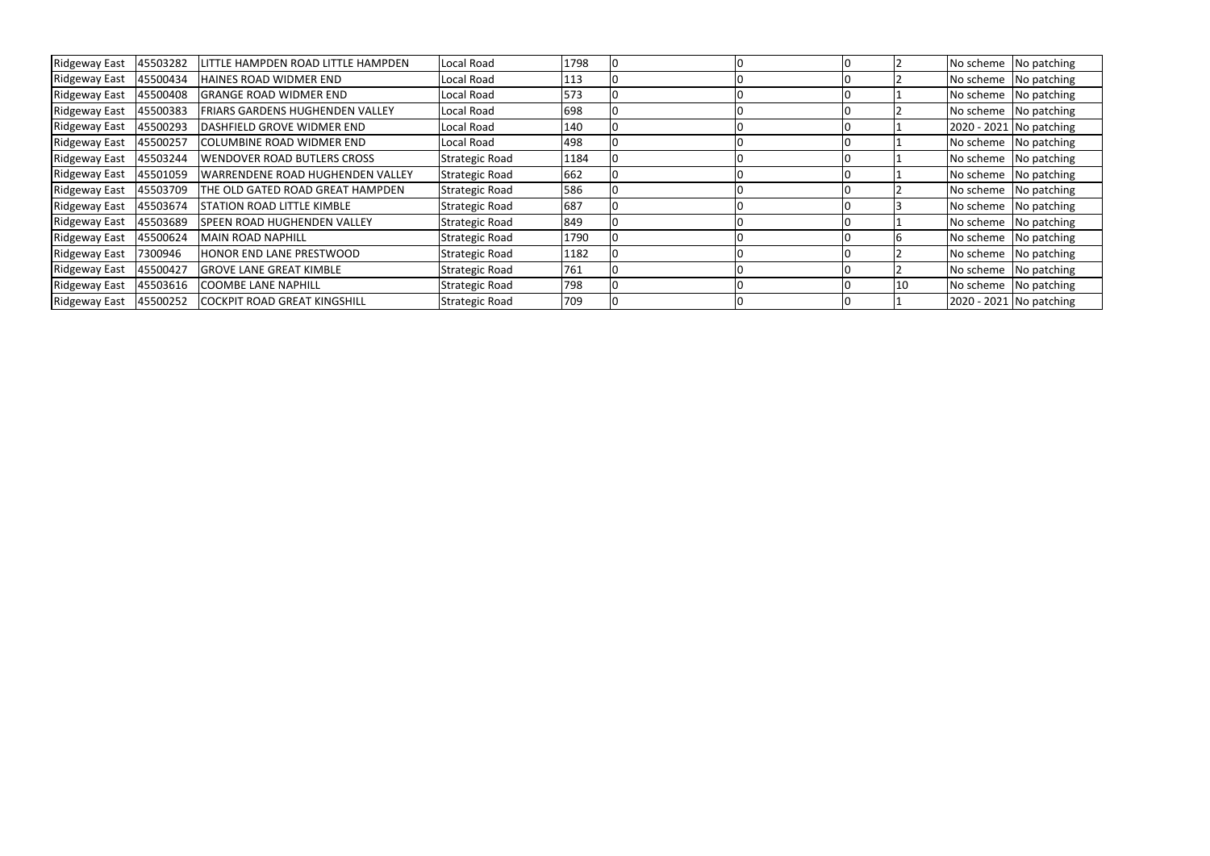| | | | | | | | | | | |
|---|---|---|---|---|---|---|---|---|---|---|
| Ridgeway East | 45503282 | LITTLE HAMPDEN ROAD LITTLE HAMPDEN | Local Road | 1798 | 0 | 0 | 0 | 2 | No scheme | No patching |
| Ridgeway East | 45500434 | HAINES ROAD WIDMER END | Local Road | 113 | 0 | 0 | 0 | 2 | No scheme | No patching |
| Ridgeway East | 45500408 | GRANGE ROAD WIDMER END | Local Road | 573 | 0 | 0 | 0 | 1 | No scheme | No patching |
| Ridgeway East | 45500383 | FRIARS GARDENS HUGHENDEN VALLEY | Local Road | 698 | 0 | 0 | 0 | 2 | No scheme | No patching |
| Ridgeway East | 45500293 | DASHFIELD GROVE WIDMER END | Local Road | 140 | 0 | 0 | 0 | 1 | 2020 - 2021 | No patching |
| Ridgeway East | 45500257 | COLUMBINE ROAD WIDMER END | Local Road | 498 | 0 | 0 | 0 | 1 | No scheme | No patching |
| Ridgeway East | 45503244 | WENDOVER ROAD BUTLERS CROSS | Strategic Road | 1184 | 0 | 0 | 0 | 1 | No scheme | No patching |
| Ridgeway East | 45501059 | WARRENDENE ROAD HUGHENDEN VALLEY | Strategic Road | 662 | 0 | 0 | 0 | 1 | No scheme | No patching |
| Ridgeway East | 45503709 | THE OLD GATED ROAD GREAT HAMPDEN | Strategic Road | 586 | 0 | 0 | 0 | 2 | No scheme | No patching |
| Ridgeway East | 45503674 | STATION ROAD LITTLE KIMBLE | Strategic Road | 687 | 0 | 0 | 0 | 3 | No scheme | No patching |
| Ridgeway East | 45503689 | SPEEN ROAD HUGHENDEN VALLEY | Strategic Road | 849 | 0 | 0 | 0 | 1 | No scheme | No patching |
| Ridgeway East | 45500624 | MAIN ROAD NAPHILL | Strategic Road | 1790 | 0 | 0 | 0 | 6 | No scheme | No patching |
| Ridgeway East | 7300946 | HONOR END LANE PRESTWOOD | Strategic Road | 1182 | 0 | 0 | 0 | 2 | No scheme | No patching |
| Ridgeway East | 45500427 | GROVE LANE GREAT KIMBLE | Strategic Road | 761 | 0 | 0 | 0 | 2 | No scheme | No patching |
| Ridgeway East | 45503616 | COOMBE LANE NAPHILL | Strategic Road | 798 | 0 | 0 | 0 | 10 | No scheme | No patching |
| Ridgeway East | 45500252 | COCKPIT ROAD GREAT KINGSHILL | Strategic Road | 709 | 0 | 0 | 0 | 1 | 2020 - 2021 | No patching |